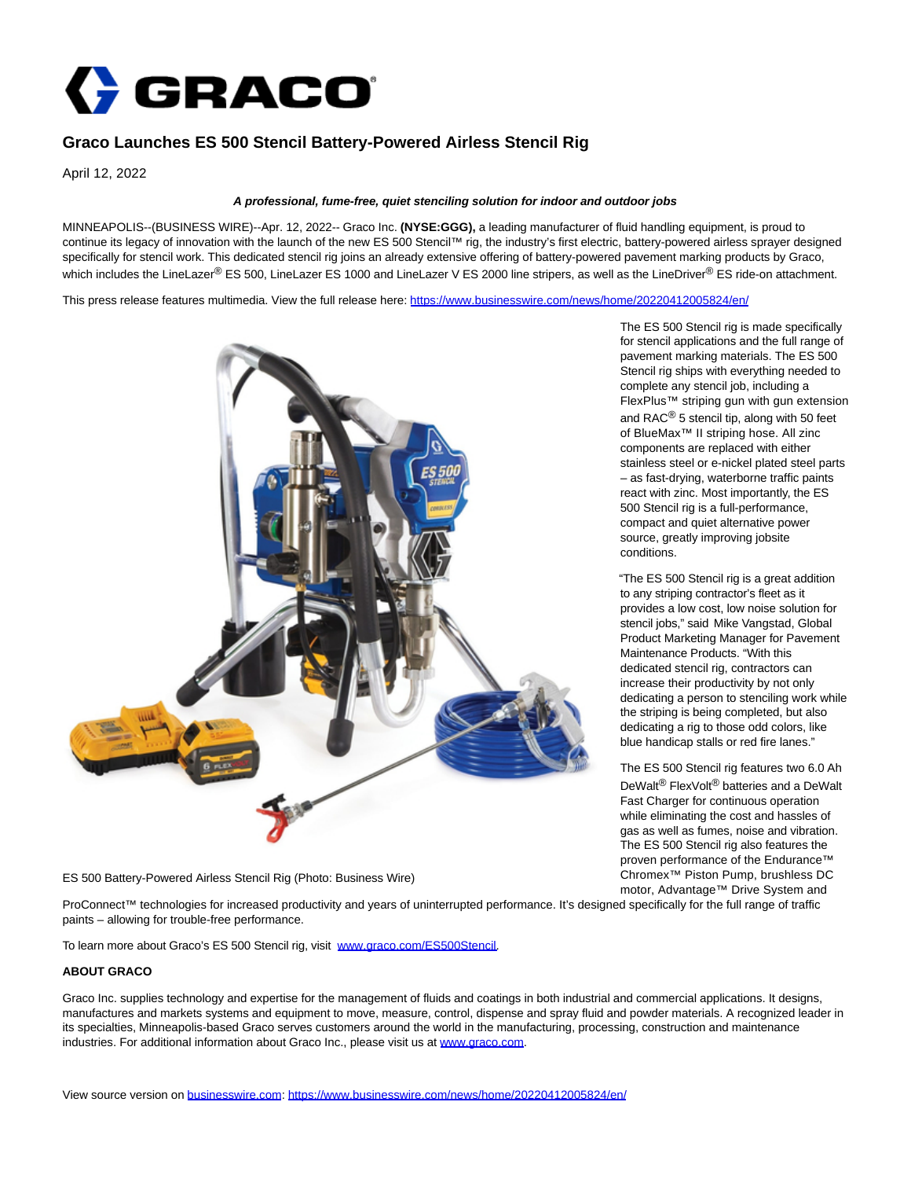# Graco Launches ES 500 Stencil Battery-Powered Airless Stencil Rig

April 12, 2022

***A professional, fume-free, quiet stenciling solution for indoor and outdoor jobs***

MINNEAPOLIS--(BUSINESS WIRE)--Apr. 12, 2022-- Graco Inc. **(NYSE:GGG),** a leading manufacturer of fluid handling equipment, is proud to continue its legacy of innovation with the launch of the new ES 500 Stencil™ rig, the industry's first electric, battery-powered airless sprayer designed specifically for stencil work. This dedicated stencil rig joins an already extensive offering of battery-powered pavement marking products by Graco, which includes the LineLazer® ES 500, LineLazer ES 1000 and LineLazer V ES 2000 line stripers, as well as the LineDriver® ES ride-on attachment.

This press release features multimedia. View the full release here: https://www.businesswire.com/news/home/20220412005824/en/

The ES 500 Stencil rig is made specifically for stencil applications and the full range of pavement marking materials. The ES 500 Stencil rig ships with everything needed to complete any stencil job, including a FlexPlus™ striping gun with gun extension and RAC® 5 stencil tip, along with 50 feet of BlueMax™ II striping hose. All zinc components are replaced with either stainless steel or e-nickel plated steel parts – as fast-drying, waterborne traffic paints react with zinc. Most importantly, the ES 500 Stencil rig is a full-performance, compact and quiet alternative power source, greatly improving jobsite conditions.

"The ES 500 Stencil rig is a great addition to any striping contractor's fleet as it provides a low cost, low noise solution for stencil jobs," said Mike Vangstad, Global Product Marketing Manager for Pavement Maintenance Products. "With this dedicated stencil rig, contractors can increase their productivity by not only dedicating a person to stenciling work while the striping is being completed, but also dedicating a rig to those odd colors, like blue handicap stalls or red fire lanes."

The ES 500 Stencil rig features two 6.0 Ah DeWalt® FlexVolt® batteries and a DeWalt Fast Charger for continuous operation while eliminating the cost and hassles of gas as well as fumes, noise and vibration. The ES 500 Stencil rig also features the proven performance of the Endurance™ Chromex™ Piston Pump, brushless DC motor, Advantage™ Drive System and ProConnect™ technologies for increased productivity and years of uninterrupted performance. It's designed specifically for the full range of traffic paints – allowing for trouble-free performance.

ES 500 Battery-Powered Airless Stencil Rig (Photo: Business Wire)

To learn more about Graco's ES 500 Stencil rig, visit www.graco.com/ES500Stencil.

**ABOUT GRACO**

Graco Inc. supplies technology and expertise for the management of fluids and coatings in both industrial and commercial applications. It designs, manufactures and markets systems and equipment to move, measure, control, dispense and spray fluid and powder materials. A recognized leader in its specialties, Minneapolis-based Graco serves customers around the world in the manufacturing, processing, construction and maintenance industries. For additional information about Graco Inc., please visit us at www.graco.com.

View source version on businesswire.com: https://www.businesswire.com/news/home/20220412005824/en/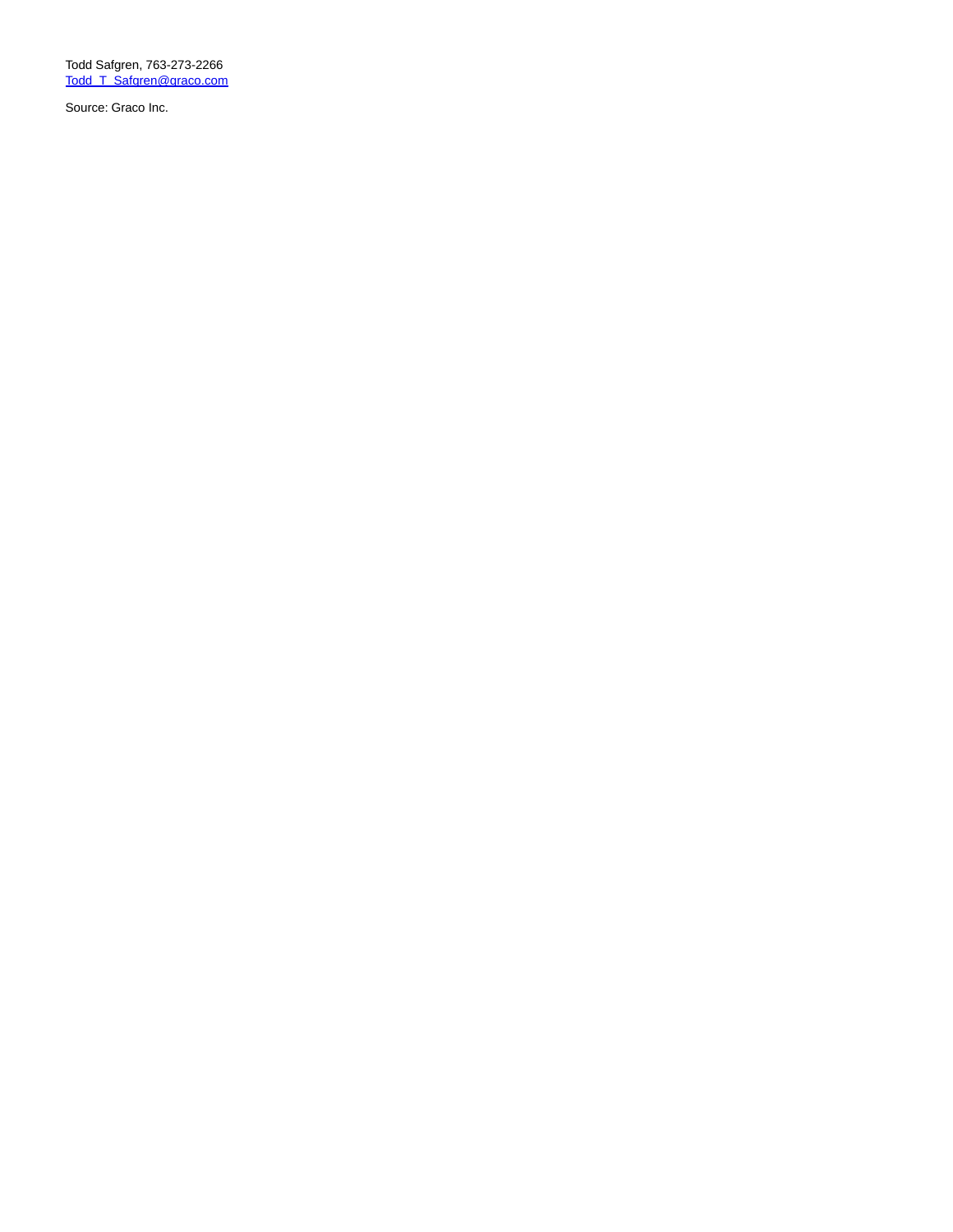Todd Safgren, 763-273-2266
Todd_T_Safgren@graco.com

Source: Graco Inc.